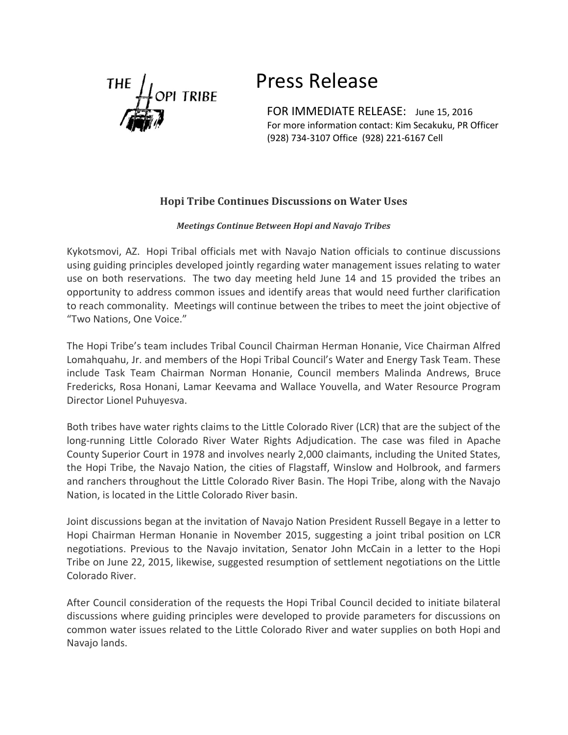THE HOPI TRIBE

# Press Release

FOR IMMEDIATE RELEASE: June 15, 2016
For more information contact: Kim Secakuku, PR Officer
(928) 734-3107 Office (928) 221-6167 Cell

## Hopi Tribe Continues Discussions on Water Uses

***Meetings Continue Between Hopi and Navajo Tribes***

Kykotsmovi, AZ. Hopi Tribal officials met with Navajo Nation officials to continue discussions using guiding principles developed jointly regarding water management issues relating to water use on both reservations. The two day meeting held June 14 and 15 provided the tribes an opportunity to address common issues and identify areas that would need further clarification to reach commonality. Meetings will continue between the tribes to meet the joint objective of "Two Nations, One Voice."

The Hopi Tribe's team includes Tribal Council Chairman Herman Honanie, Vice Chairman Alfred Lomahquahu, Jr. and members of the Hopi Tribal Council's Water and Energy Task Team. These include Task Team Chairman Norman Honanie, Council members Malinda Andrews, Bruce Fredericks, Rosa Honani, Lamar Keevama and Wallace Youvella, and Water Resource Program Director Lionel Puhuyesva.

Both tribes have water rights claims to the Little Colorado River (LCR) that are the subject of the long-running Little Colorado River Water Rights Adjudication. The case was filed in Apache County Superior Court in 1978 and involves nearly 2,000 claimants, including the United States, the Hopi Tribe, the Navajo Nation, the cities of Flagstaff, Winslow and Holbrook, and farmers and ranchers throughout the Little Colorado River Basin. The Hopi Tribe, along with the Navajo Nation, is located in the Little Colorado River basin.

Joint discussions began at the invitation of Navajo Nation President Russell Begaye in a letter to Hopi Chairman Herman Honanie in November 2015, suggesting a joint tribal position on LCR negotiations. Previous to the Navajo invitation, Senator John McCain in a letter to the Hopi Tribe on June 22, 2015, likewise, suggested resumption of settlement negotiations on the Little Colorado River.

After Council consideration of the requests the Hopi Tribal Council decided to initiate bilateral discussions where guiding principles were developed to provide parameters for discussions on common water issues related to the Little Colorado River and water supplies on both Hopi and Navajo lands.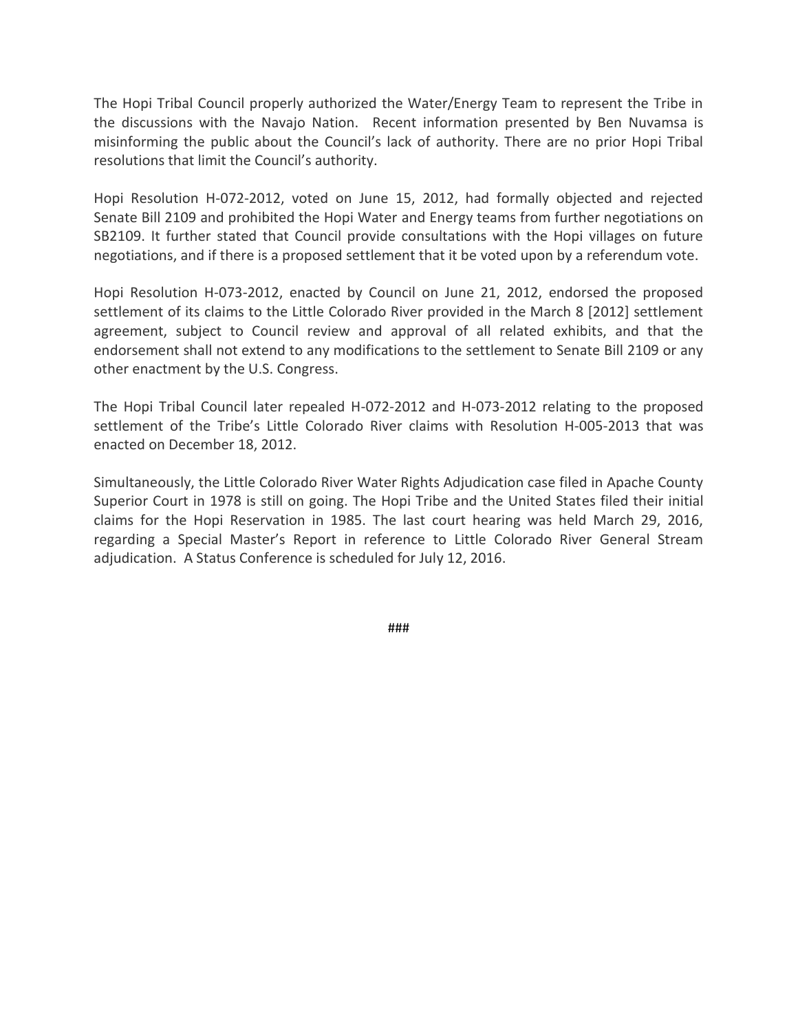The Hopi Tribal Council properly authorized the Water/Energy Team to represent the Tribe in the discussions with the Navajo Nation. Recent information presented by Ben Nuvamsa is misinforming the public about the Council's lack of authority. There are no prior Hopi Tribal resolutions that limit the Council's authority.

Hopi Resolution H-072-2012, voted on June 15, 2012, had formally objected and rejected Senate Bill 2109 and prohibited the Hopi Water and Energy teams from further negotiations on SB2109. It further stated that Council provide consultations with the Hopi villages on future negotiations, and if there is a proposed settlement that it be voted upon by a referendum vote.

Hopi Resolution H-073-2012, enacted by Council on June 21, 2012, endorsed the proposed settlement of its claims to the Little Colorado River provided in the March 8 [2012] settlement agreement, subject to Council review and approval of all related exhibits, and that the endorsement shall not extend to any modifications to the settlement to Senate Bill 2109 or any other enactment by the U.S. Congress.

The Hopi Tribal Council later repealed H-072-2012 and H-073-2012 relating to the proposed settlement of the Tribe's Little Colorado River claims with Resolution H-005-2013 that was enacted on December 18, 2012.

Simultaneously, the Little Colorado River Water Rights Adjudication case filed in Apache County Superior Court in 1978 is still on going. The Hopi Tribe and the United States filed their initial claims for the Hopi Reservation in 1985. The last court hearing was held March 29, 2016, regarding a Special Master's Report in reference to Little Colorado River General Stream adjudication. A Status Conference is scheduled for July 12, 2016.

###